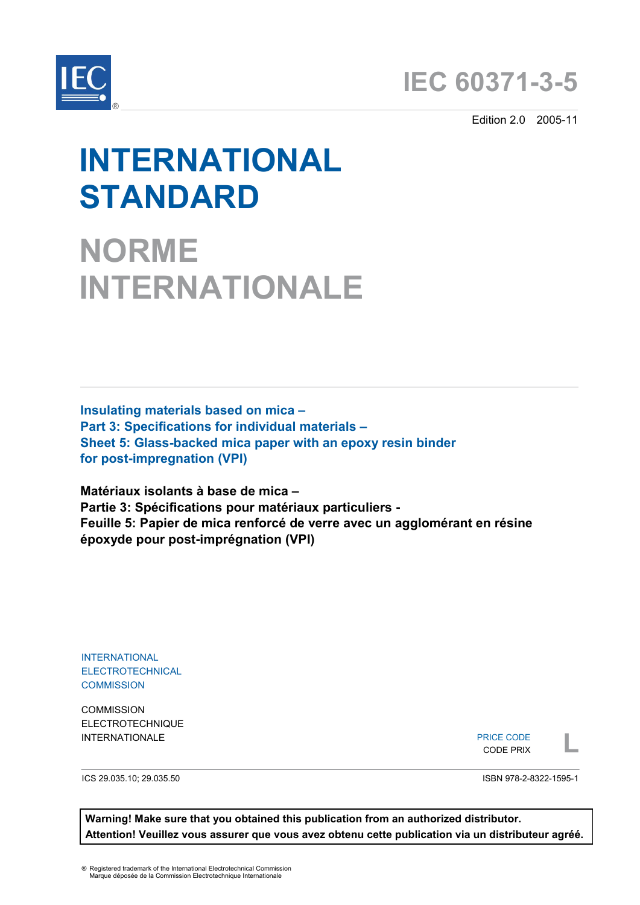# IEC 60371-3-5

Edition 2.0 2005-11

# INTERNATIONAL STANDARD

# NORME INTERNATIONALE

**Insulating materials based on mica –**
**Part 3: Specifications for individual materials –**
**Sheet 5: Glass-backed mica paper with an epoxy resin binder for post-impregnation (VPI)**

**Matériaux isolants à base de mica –**
**Partie 3: Spécifications pour matériaux particuliers -**
**Feuille 5: Papier de mica renforcé de verre avec un agglomérant en résine époxyde pour post-imprégnation (VPI)**

INTERNATIONAL
ELECTROTECHNICAL
COMMISSION

COMMISSION
ELECTROTECHNIQUE
INTERNATIONALE

PRICE CODE
CODE PRIX
**L**

ICS 29.035.10; 29.035.50

ISBN 978-2-8322-1595-1

**Warning! Make sure that you obtained this publication from an authorized distributor.**
**Attention! Veuillez vous assurer que vous avez obtenu cette publication via un distributeur agréé.**

® Registered trademark of the International Electrotechnical Commission
Marque déposée de la Commission Electrotechnique Internationale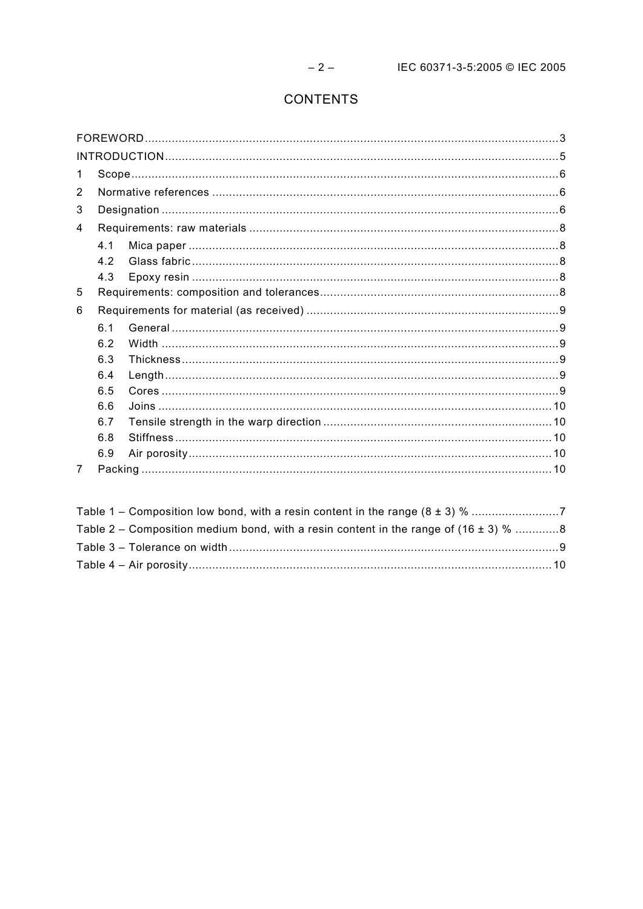# CONTENTS

FOREWORD .......... 3

INTRODUCTION .......... 5

1 Scope .......... 6

2 Normative references .......... 6

3 Designation .......... 6

4 Requirements: raw materials .......... 8

 4.1 Mica paper .......... 8

 4.2 Glass fabric .......... 8

 4.3 Epoxy resin .......... 8

5 Requirements: composition and tolerances .......... 8

6 Requirements for material (as received) .......... 9

 6.1 General .......... 9

 6.2 Width .......... 9

 6.3 Thickness .......... 9

 6.4 Length .......... 9

 6.5 Cores .......... 9

 6.6 Joins .......... 10

 6.7 Tensile strength in the warp direction .......... 10

 6.8 Stiffness .......... 10

 6.9 Air porosity .......... 10

7 Packing .......... 10

Table 1 – Composition low bond, with a resin content in the range (8 ± 3) % .......... 7

Table 2 – Composition medium bond, with a resin content in the range of (16 ± 3) % .......... 8

Table 3 – Tolerance on width .......... 9

Table 4 – Air porosity .......... 10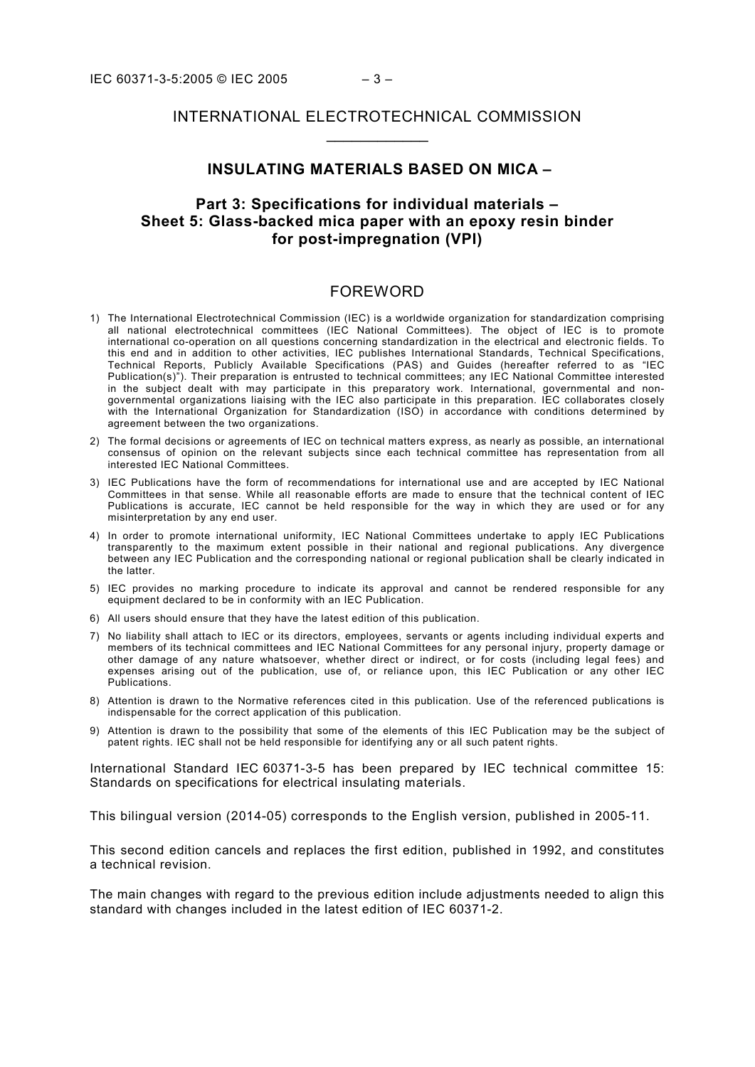# INTERNATIONAL ELECTROTECHNICAL COMMISSION

___________

## INSULATING MATERIALS BASED ON MICA –

## Part 3: Specifications for individual materials – Sheet 5: Glass-backed mica paper with an epoxy resin binder for post-impregnation (VPI)

## FOREWORD

1) The International Electrotechnical Commission (IEC) is a worldwide organization for standardization comprising all national electrotechnical committees (IEC National Committees). The object of IEC is to promote international co-operation on all questions concerning standardization in the electrical and electronic fields. To this end and in addition to other activities, IEC publishes International Standards, Technical Specifications, Technical Reports, Publicly Available Specifications (PAS) and Guides (hereafter referred to as "IEC Publication(s)"). Their preparation is entrusted to technical committees; any IEC National Committee interested in the subject dealt with may participate in this preparatory work. International, governmental and non-governmental organizations liaising with the IEC also participate in this preparation. IEC collaborates closely with the International Organization for Standardization (ISO) in accordance with conditions determined by agreement between the two organizations.
2) The formal decisions or agreements of IEC on technical matters express, as nearly as possible, an international consensus of opinion on the relevant subjects since each technical committee has representation from all interested IEC National Committees.
3) IEC Publications have the form of recommendations for international use and are accepted by IEC National Committees in that sense. While all reasonable efforts are made to ensure that the technical content of IEC Publications is accurate, IEC cannot be held responsible for the way in which they are used or for any misinterpretation by any end user.
4) In order to promote international uniformity, IEC National Committees undertake to apply IEC Publications transparently to the maximum extent possible in their national and regional publications. Any divergence between any IEC Publication and the corresponding national or regional publication shall be clearly indicated in the latter.
5) IEC provides no marking procedure to indicate its approval and cannot be rendered responsible for any equipment declared to be in conformity with an IEC Publication.
6) All users should ensure that they have the latest edition of this publication.
7) No liability shall attach to IEC or its directors, employees, servants or agents including individual experts and members of its technical committees and IEC National Committees for any personal injury, property damage or other damage of any nature whatsoever, whether direct or indirect, or for costs (including legal fees) and expenses arising out of the publication, use of, or reliance upon, this IEC Publication or any other IEC Publications.
8) Attention is drawn to the Normative references cited in this publication. Use of the referenced publications is indispensable for the correct application of this publication.
9) Attention is drawn to the possibility that some of the elements of this IEC Publication may be the subject of patent rights. IEC shall not be held responsible for identifying any or all such patent rights.

International Standard IEC 60371-3-5 has been prepared by IEC technical committee 15: Standards on specifications for electrical insulating materials.

This bilingual version (2014-05) corresponds to the English version, published in 2005-11.

This second edition cancels and replaces the first edition, published in 1992, and constitutes a technical revision.

The main changes with regard to the previous edition include adjustments needed to align this standard with changes included in the latest edition of IEC 60371-2.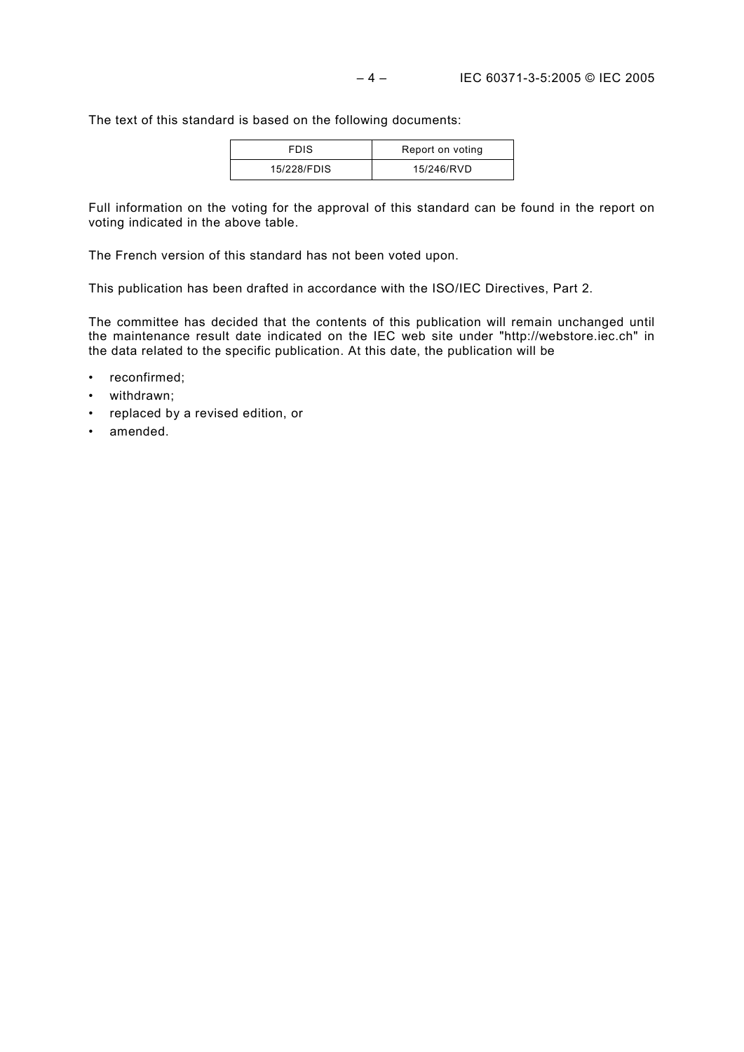The text of this standard is based on the following documents:

| FDIS | Report on voting |
| --- | --- |
| 15/228/FDIS | 15/246/RVD |

Full information on the voting for the approval of this standard can be found in the report on voting indicated in the above table.

The French version of this standard has not been voted upon.

This publication has been drafted in accordance with the ISO/IEC Directives, Part 2.

The committee has decided that the contents of this publication will remain unchanged until the maintenance result date indicated on the IEC web site under "http://webstore.iec.ch" in the data related to the specific publication. At this date, the publication will be

- reconfirmed;
- withdrawn;
- replaced by a revised edition, or
- amended.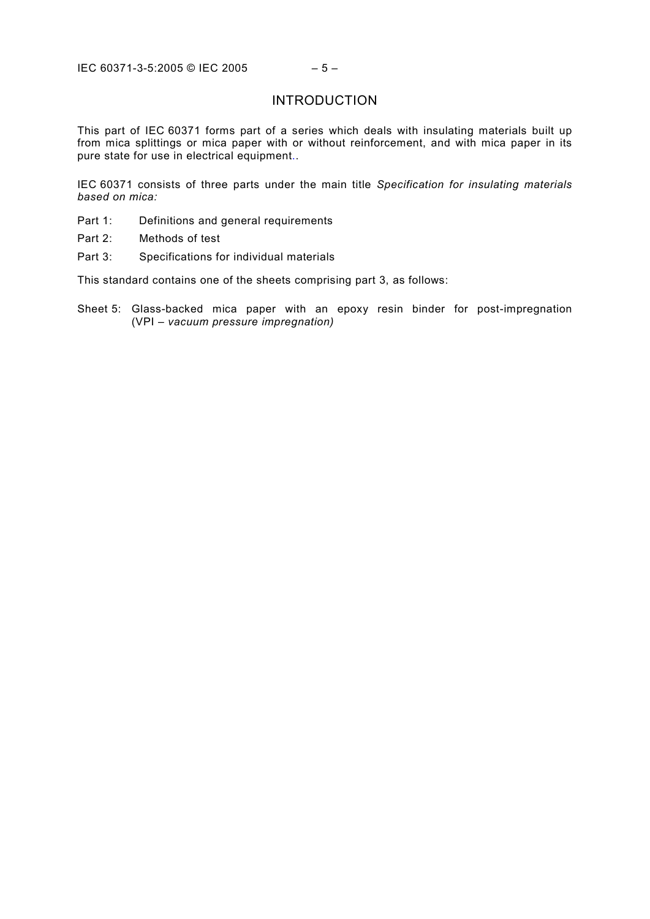# INTRODUCTION

This part of IEC 60371 forms part of a series which deals with insulating materials built up from mica splittings or mica paper with or without reinforcement, and with mica paper in its pure state for use in electrical equipment..

IEC 60371 consists of three parts under the main title *Specification for insulating materials based on mica:*

Part 1: Definitions and general requirements

Part 2: Methods of test

Part 3: Specifications for individual materials

This standard contains one of the sheets comprising part 3, as follows:

Sheet 5: Glass-backed mica paper with an epoxy resin binder for post-impregnation (VPI – *vacuum pressure impregnation)*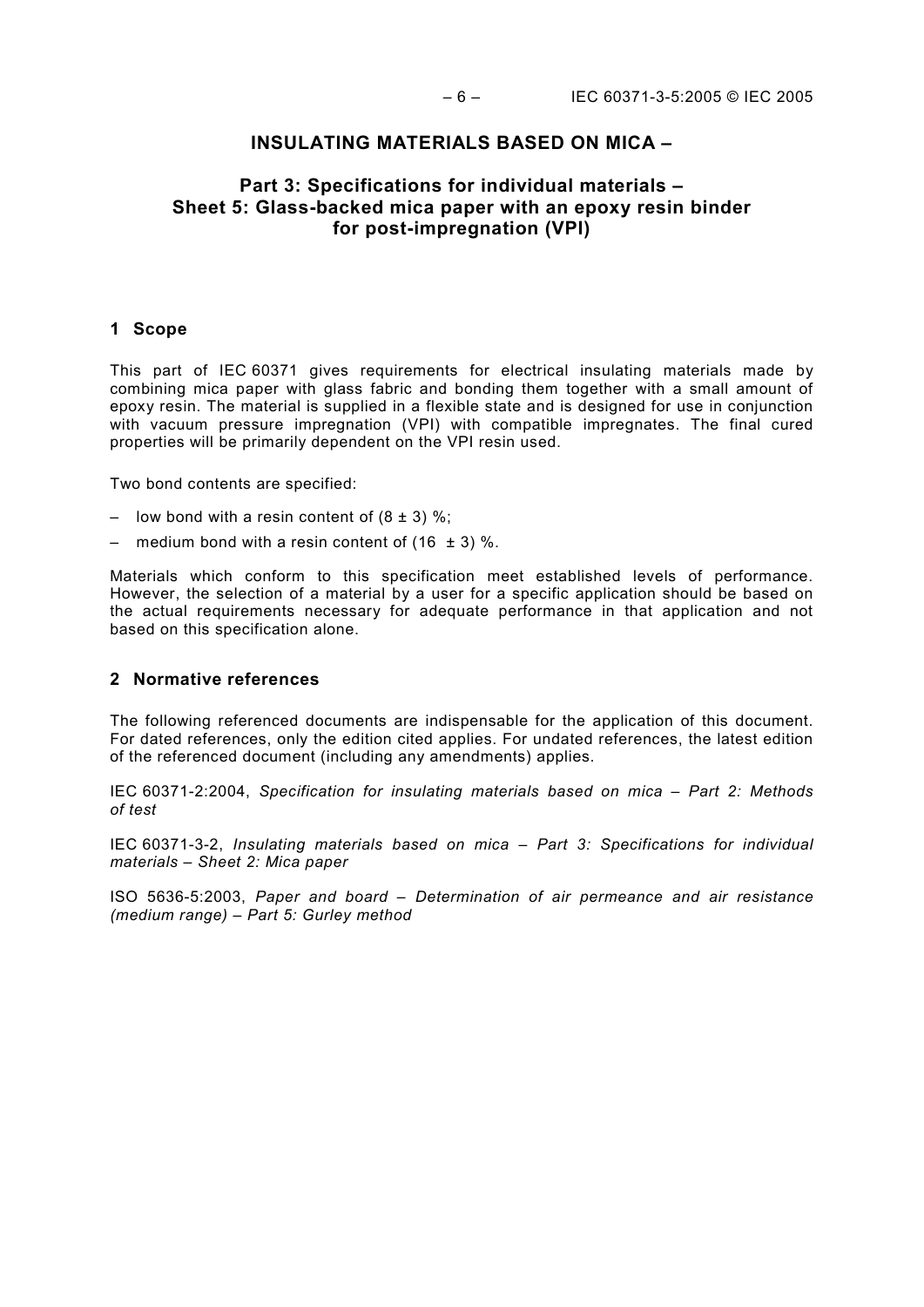# INSULATING MATERIALS BASED ON MICA –

## Part 3: Specifications for individual materials – Sheet 5: Glass-backed mica paper with an epoxy resin binder for post-impregnation (VPI)

### 1 Scope

This part of IEC 60371 gives requirements for electrical insulating materials made by combining mica paper with glass fabric and bonding them together with a small amount of epoxy resin. The material is supplied in a flexible state and is designed for use in conjunction with vacuum pressure impregnation (VPI) with compatible impregnates. The final cured properties will be primarily dependent on the VPI resin used.

Two bond contents are specified:

– low bond with a resin content of (8 ± 3) %;

– medium bond with a resin content of (16 ± 3) %.

Materials which conform to this specification meet established levels of performance. However, the selection of a material by a user for a specific application should be based on the actual requirements necessary for adequate performance in that application and not based on this specification alone.

### 2 Normative references

The following referenced documents are indispensable for the application of this document. For dated references, only the edition cited applies. For undated references, the latest edition of the referenced document (including any amendments) applies.

IEC 60371-2:2004, *Specification for insulating materials based on mica – Part 2: Methods of test*

IEC 60371-3-2, *Insulating materials based on mica – Part 3: Specifications for individual materials – Sheet 2: Mica paper*

ISO 5636-5:2003, *Paper and board – Determination of air permeance and air resistance (medium range) – Part 5: Gurley method*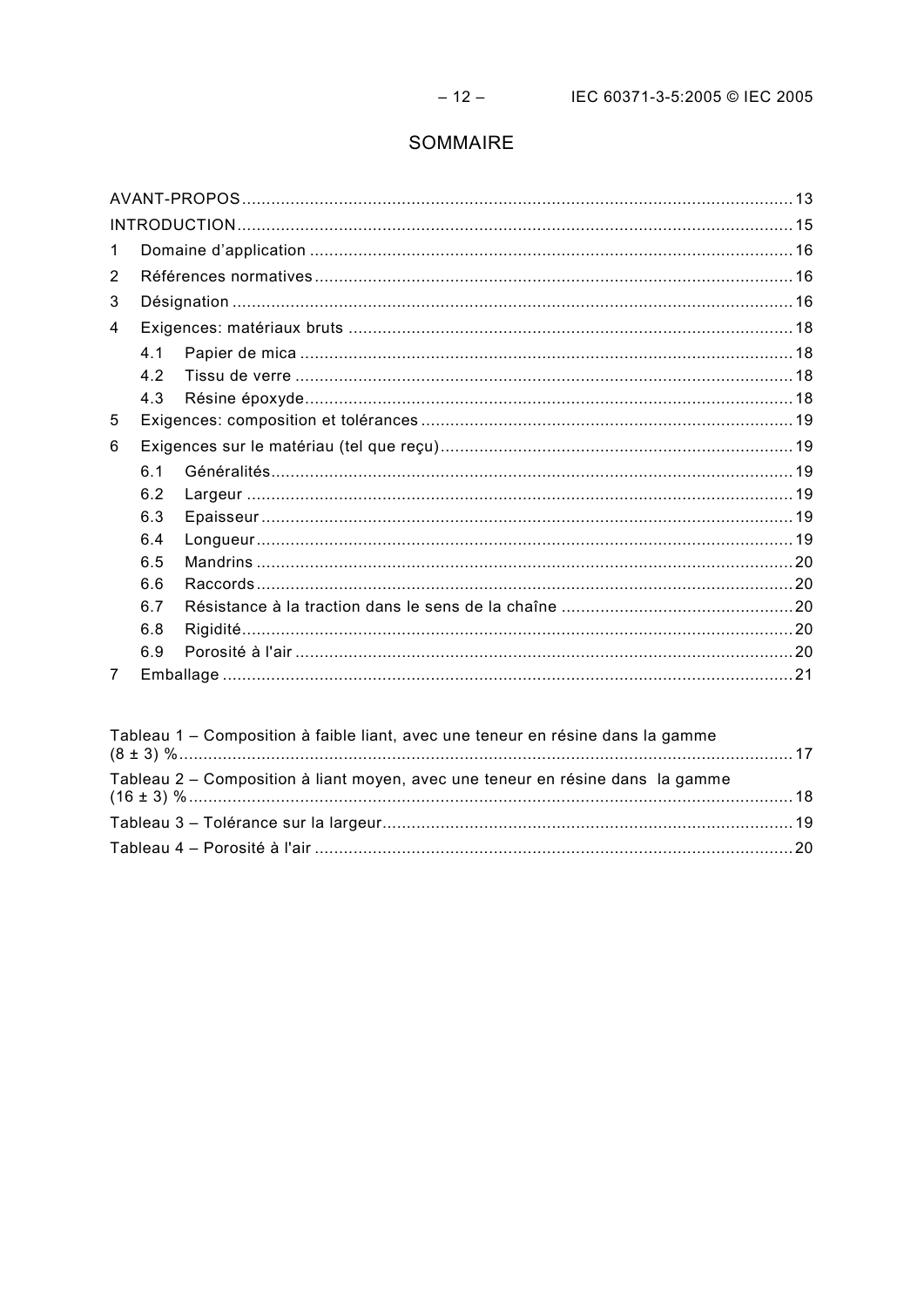# SOMMAIRE

AVANT-PROPOS .......................................................................................................... 13

INTRODUCTION ........................................................................................................ 15

1 Domaine d'application .................................................................................................. 16

2 Références normatives .................................................................................................. 16

3 Désignation .................................................................................................................. 16

4 Exigences: matériaux bruts .......................................................................................... 18

   4.1 Papier de mica ........................................................................................................ 18

   4.2 Tissu de verre ......................................................................................................... 18

   4.3 Résine époxyde ....................................................................................................... 18

5 Exigences: composition et tolérances ............................................................................ 19

6 Exigences sur le matériau (tel que reçu) ........................................................................ 19

   6.1 Généralités ............................................................................................................. 19

   6.2 Largeur .................................................................................................................. 19

   6.3 Epaisseur ............................................................................................................... 19

   6.4 Longueur ................................................................................................................ 19

   6.5 Mandrins ................................................................................................................ 20

   6.6 Raccords ................................................................................................................ 20

   6.7 Résistance à la traction dans le sens de la chaîne .................................................... 20

   6.8 Rigidité ................................................................................................................... 20

   6.9 Porosité à l'air ........................................................................................................ 20

7 Emballage .................................................................................................................... 21

Tableau 1 – Composition à faible liant, avec une teneur en résine dans la gamme (8 ± 3) % ........................................................................................................................ 17

Tableau 2 – Composition à liant moyen, avec une teneur en résine dans la gamme (16 ± 3) % ....................................................................................................................... 18

Tableau 3 – Tolérance sur la largeur .................................................................................. 19

Tableau 4 – Porosité à l'air ................................................................................................ 20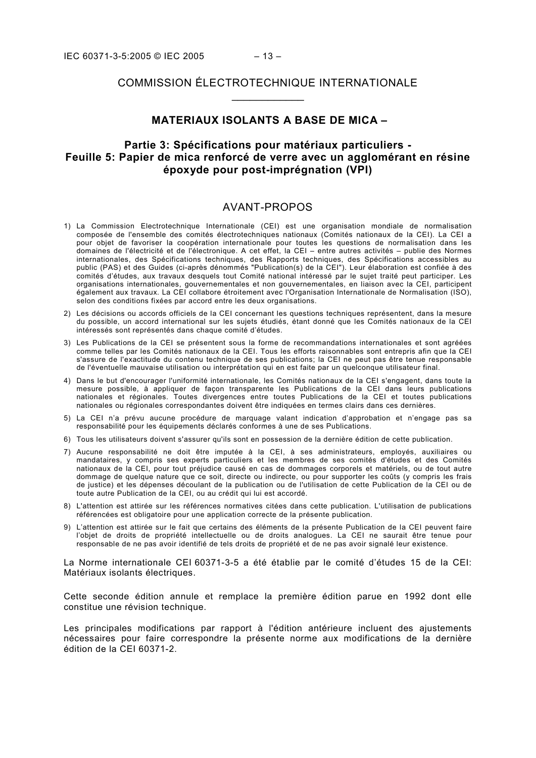COMMISSION ÉLECTROTECHNIQUE INTERNATIONALE

___________

## MATERIAUX ISOLANTS A BASE DE MICA –

## Partie 3: Spécifications pour matériaux particuliers - Feuille 5: Papier de mica renforcé de verre avec un agglomérant en résine époxyde pour post-imprégnation (VPI)

## AVANT-PROPOS

1) La Commission Electrotechnique Internationale (CEI) est une organisation mondiale de normalisation composée de l'ensemble des comités électrotechniques nationaux (Comités nationaux de la CEI). La CEI a pour objet de favoriser la coopération internationale pour toutes les questions de normalisation dans les domaines de l'électricité et de l'électronique. A cet effet, la CEI – entre autres activités – publie des Normes internationales, des Spécifications techniques, des Rapports techniques, des Spécifications accessibles au public (PAS) et des Guides (ci-après dénommés "Publication(s) de la CEI"). Leur élaboration est confiée à des comités d'études, aux travaux desquels tout Comité national intéressé par le sujet traité peut participer. Les organisations internationales, gouvernementales et non gouvernementales, en liaison avec la CEI, participent également aux travaux. La CEI collabore étroitement avec l'Organisation Internationale de Normalisation (ISO), selon des conditions fixées par accord entre les deux organisations.
2) Les décisions ou accords officiels de la CEI concernant les questions techniques représentent, dans la mesure du possible, un accord international sur les sujets étudiés, étant donné que les Comités nationaux de la CEI intéressés sont représentés dans chaque comité d'études.
3) Les Publications de la CEI se présentent sous la forme de recommandations internationales et sont agréées comme telles par les Comités nationaux de la CEI. Tous les efforts raisonnables sont entrepris afin que la CEI s'assure de l'exactitude du contenu technique de ses publications; la CEI ne peut pas être tenue responsable de l'éventuelle mauvaise utilisation ou interprétation qui en est faite par un quelconque utilisateur final.
4) Dans le but d'encourager l'uniformité internationale, les Comités nationaux de la CEI s'engagent, dans toute la mesure possible, à appliquer de façon transparente les Publications de la CEI dans leurs publications nationales et régionales. Toutes divergences entre toutes Publications de la CEI et toutes publications nationales ou régionales correspondantes doivent être indiquées en termes clairs dans ces dernières.
5) La CEI n'a prévu aucune procédure de marquage valant indication d'approbation et n'engage pas sa responsabilité pour les équipements déclarés conformes à une de ses Publications.
6) Tous les utilisateurs doivent s'assurer qu'ils sont en possession de la dernière édition de cette publication.
7) Aucune responsabilité ne doit être imputée à la CEI, à ses administrateurs, employés, auxiliaires ou mandataires, y compris ses experts particuliers et les membres de ses comités d'études et des Comités nationaux de la CEI, pour tout préjudice causé en cas de dommages corporels et matériels, ou de tout autre dommage de quelque nature que ce soit, directe ou indirecte, ou pour supporter les coûts (y compris les frais de justice) et les dépenses découlant de la publication ou de l'utilisation de cette Publication de la CEI ou de toute autre Publication de la CEI, ou au crédit qui lui est accordé.
8) L'attention est attirée sur les références normatives citées dans cette publication. L'utilisation de publications référencées est obligatoire pour une application correcte de la présente publication.
9) L'attention est attirée sur le fait que certains des éléments de la présente Publication de la CEI peuvent faire l'objet de droits de propriété intellectuelle ou de droits analogues. La CEI ne saurait être tenue pour responsable de ne pas avoir identifié de tels droits de propriété et de ne pas avoir signalé leur existence.

La Norme internationale CEI 60371-3-5 a été établie par le comité d'études 15 de la CEI: Matériaux isolants électriques.

Cette seconde édition annule et remplace la première édition parue en 1992 dont elle constitue une révision technique.

Les principales modifications par rapport à l'édition antérieure incluent des ajustements nécessaires pour faire correspondre la présente norme aux modifications de la dernière édition de la CEI 60371-2.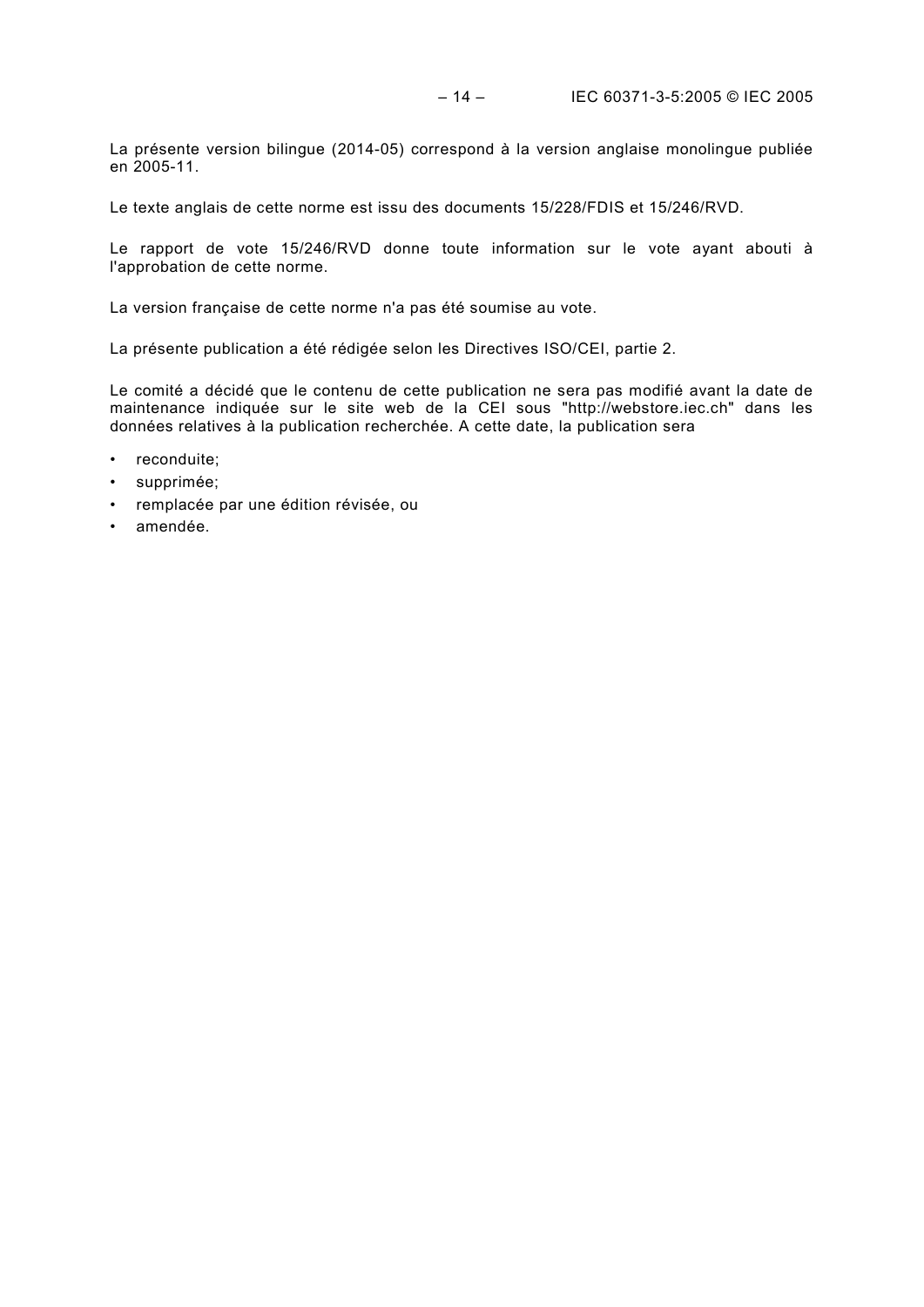La présente version bilingue (2014-05) correspond à la version anglaise monolingue publiée en 2005-11.

Le texte anglais de cette norme est issu des documents 15/228/FDIS et 15/246/RVD.

Le rapport de vote 15/246/RVD donne toute information sur le vote ayant abouti à l'approbation de cette norme.

La version française de cette norme n'a pas été soumise au vote.

La présente publication a été rédigée selon les Directives ISO/CEI, partie 2.

Le comité a décidé que le contenu de cette publication ne sera pas modifié avant la date de maintenance indiquée sur le site web de la CEI sous "http://webstore.iec.ch" dans les données relatives à la publication recherchée. A cette date, la publication sera

- reconduite;
- supprimée;
- remplacée par une édition révisée, ou
- amendée.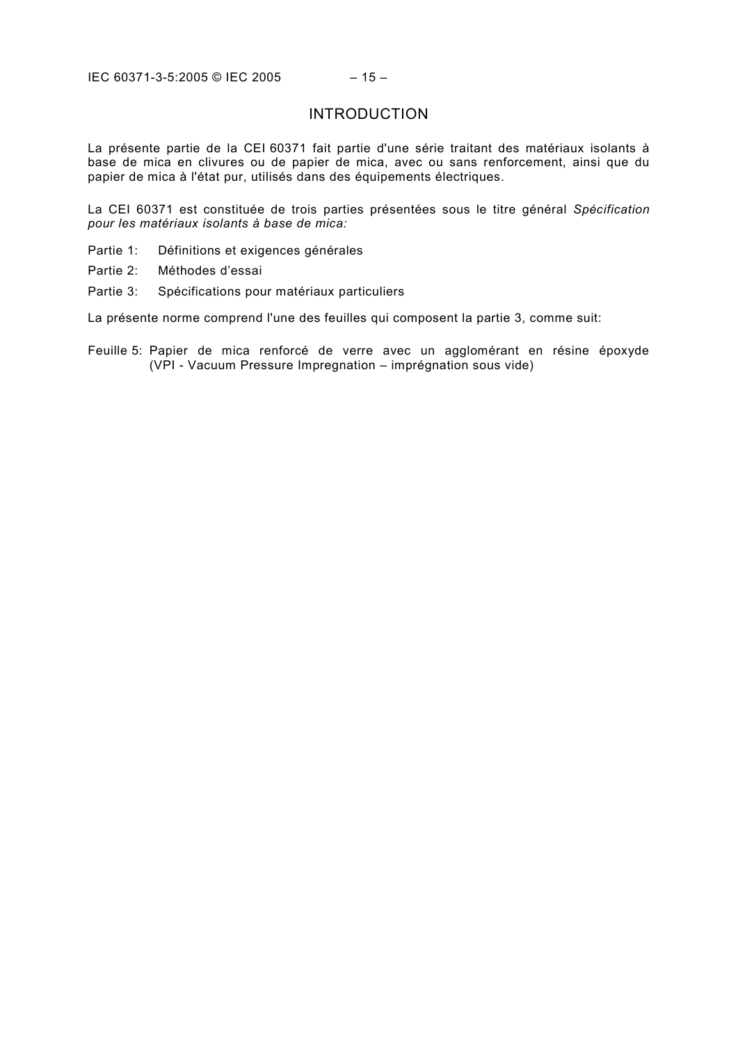# INTRODUCTION

La présente partie de la CEI 60371 fait partie d'une série traitant des matériaux isolants à base de mica en clivures ou de papier de mica, avec ou sans renforcement, ainsi que du papier de mica à l'état pur, utilisés dans des équipements électriques.

La CEI 60371 est constituée de trois parties présentées sous le titre général *Spécification pour les matériaux isolants à base de mica:*

- Partie 1: Définitions et exigences générales
- Partie 2: Méthodes d'essai
- Partie 3: Spécifications pour matériaux particuliers

La présente norme comprend l'une des feuilles qui composent la partie 3, comme suit:

Feuille 5: Papier de mica renforcé de verre avec un agglomérant en résine époxyde (VPI - Vacuum Pressure Impregnation – imprégnation sous vide)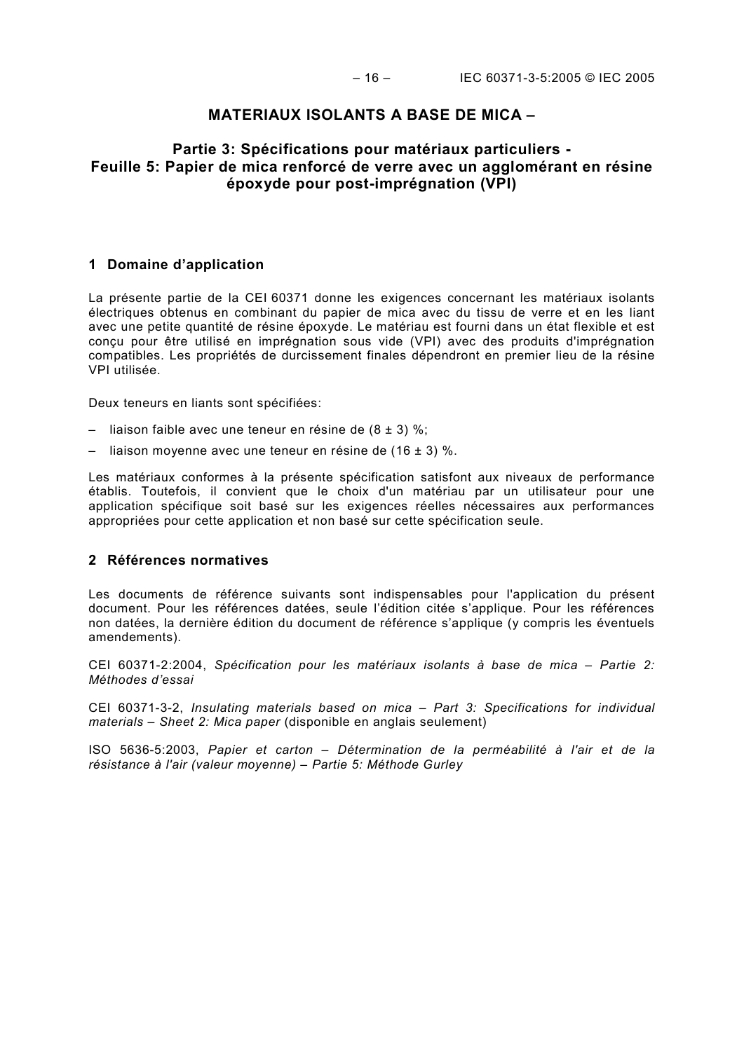# MATERIAUX ISOLANTS A BASE DE MICA –

## Partie 3: Spécifications pour matériaux particuliers - Feuille 5: Papier de mica renforcé de verre avec un agglomérant en résine époxyde pour post-imprégnation (VPI)

### 1 Domaine d'application

La présente partie de la CEI 60371 donne les exigences concernant les matériaux isolants électriques obtenus en combinant du papier de mica avec du tissu de verre et en les liant avec une petite quantité de résine époxyde. Le matériau est fourni dans un état flexible et est conçu pour être utilisé en imprégnation sous vide (VPI) avec des produits d'imprégnation compatibles. Les propriétés de durcissement finales dépendront en premier lieu de la résine VPI utilisée.

Deux teneurs en liants sont spécifiées:

– liaison faible avec une teneur en résine de (8 ± 3) %;

– liaison moyenne avec une teneur en résine de (16 ± 3) %.

Les matériaux conformes à la présente spécification satisfont aux niveaux de performance établis. Toutefois, il convient que le choix d'un matériau par un utilisateur pour une application spécifique soit basé sur les exigences réelles nécessaires aux performances appropriées pour cette application et non basé sur cette spécification seule.

### 2 Références normatives

Les documents de référence suivants sont indispensables pour l'application du présent document. Pour les références datées, seule l'édition citée s'applique. Pour les références non datées, la dernière édition du document de référence s'applique (y compris les éventuels amendements).

CEI 60371-2:2004, *Spécification pour les matériaux isolants à base de mica – Partie 2: Méthodes d'essai*

CEI 60371-3-2, *Insulating materials based on mica – Part 3: Specifications for individual materials – Sheet 2: Mica paper* (disponible en anglais seulement)

ISO 5636-5:2003, *Papier et carton – Détermination de la perméabilité à l'air et de la résistance à l'air (valeur moyenne) – Partie 5: Méthode Gurley*